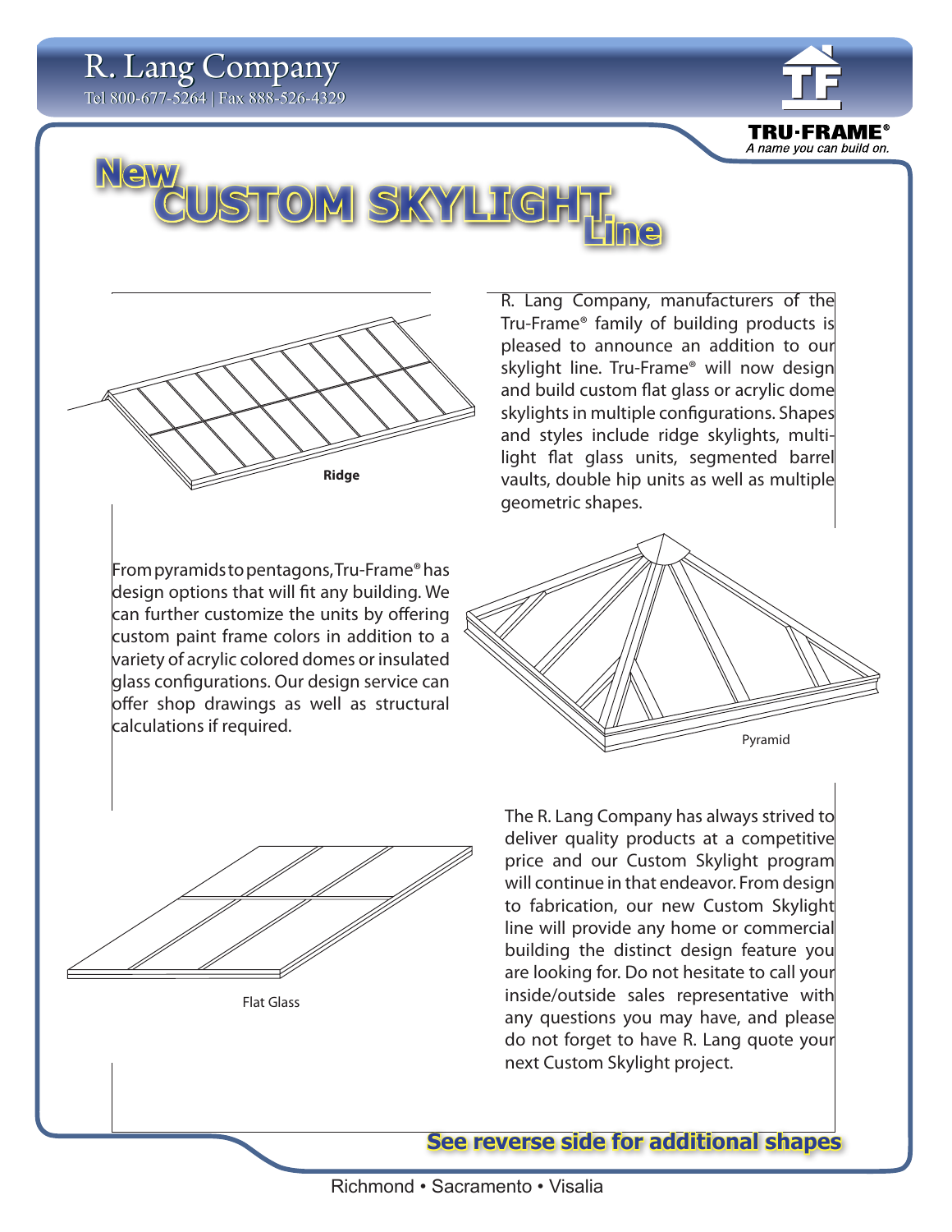# R. Lang Company

Tel 800-677-5264 | Fax 888-526-4329

TRU·FRAME®
*A name you can build on.*

# New CUSTOM SKYLIGHT Line

Ridge

R. Lang Company, manufacturers of the Tru-Frame® family of building products is pleased to announce an addition to our skylight line. Tru-Frame® will now design and build custom flat glass or acrylic dome skylights in multiple configurations. Shapes and styles include ridge skylights, multi-light flat glass units, segmented barrel vaults, double hip units as well as multiple geometric shapes.

From pyramids to pentagons, Tru-Frame® has design options that will fit any building. We can further customize the units by offering custom paint frame colors in addition to a variety of acrylic colored domes or insulated glass configurations. Our design service can offer shop drawings as well as structural calculations if required.

Pyramid

Flat Glass

The R. Lang Company has always strived to deliver quality products at a competitive price and our Custom Skylight program will continue in that endeavor. From design to fabrication, our new Custom Skylight line will provide any home or commercial building the distinct design feature you are looking for. Do not hesitate to call your inside/outside sales representative with any questions you may have, and please do not forget to have R. Lang quote your next Custom Skylight project.

**See reverse side for additional shapes**

Richmond • Sacramento • Visalia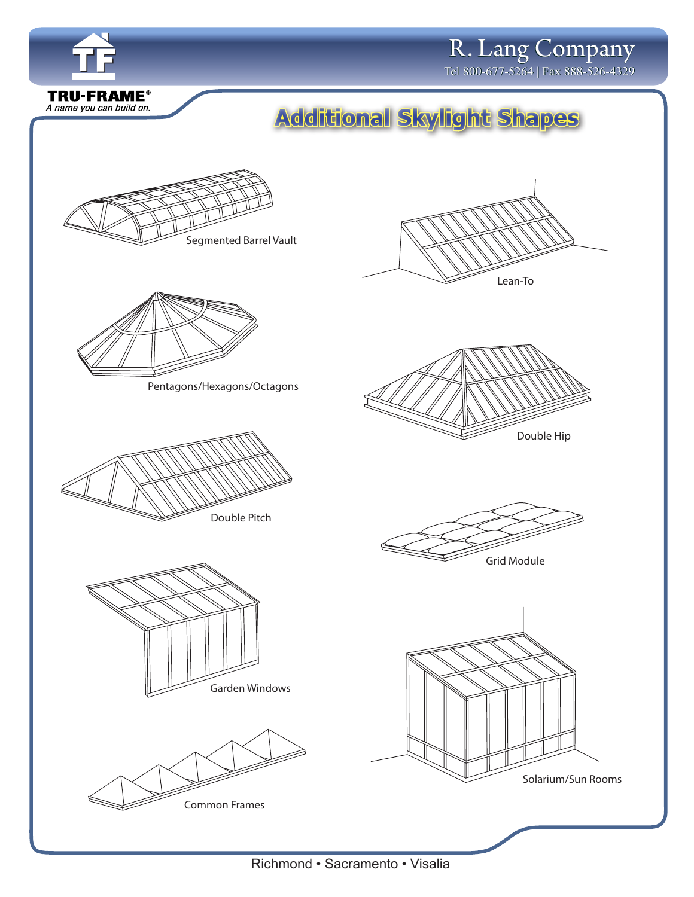R. Lang Company

Tel 800-677-5264 | Fax 888-526-4329

**TRU-FRAME®**

*A name you can build on.*

# Additional Skylight Shapes

Segmented Barrel Vault

Lean-To

Pentagons/Hexagons/Octagons

Double Hip

Double Pitch

Grid Module

Garden Windows

Solarium/Sun Rooms

Common Frames

Richmond • Sacramento • Visalia